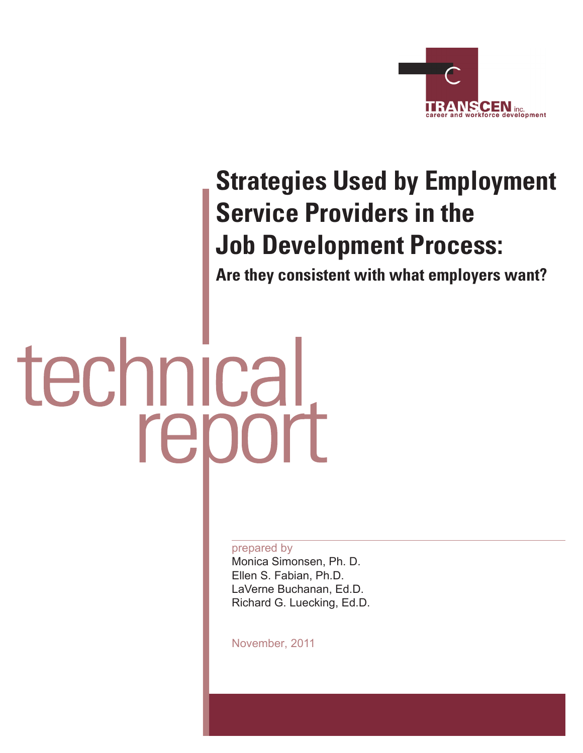TRANSCEN inc.
career and workforce development

# Strategies Used by Employment Service Providers in the Job Development Process:

## Are they consistent with what employers want?

technical report

prepared by

Monica Simonsen, Ph. D.
Ellen S. Fabian, Ph.D.
LaVerne Buchanan, Ed.D.
Richard G. Luecking, Ed.D.

November, 2011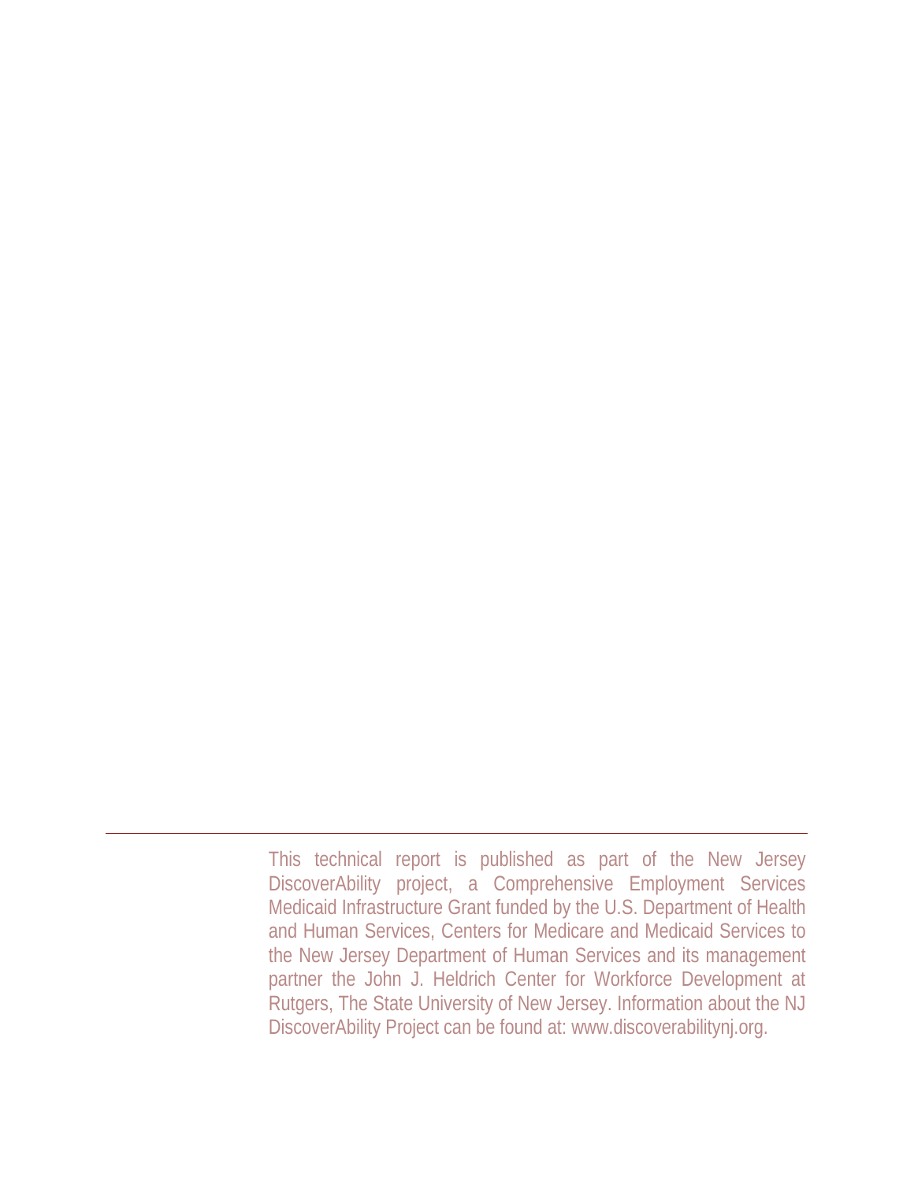---

This technical report is published as part of the New Jersey DiscoverAbility project, a Comprehensive Employment Services Medicaid Infrastructure Grant funded by the U.S. Department of Health and Human Services, Centers for Medicare and Medicaid Services to the New Jersey Department of Human Services and its management partner the John J. Heldrich Center for Workforce Development at Rutgers, The State University of New Jersey. Information about the NJ DiscoverAbility Project can be found at: www.discoverabilitynj.org.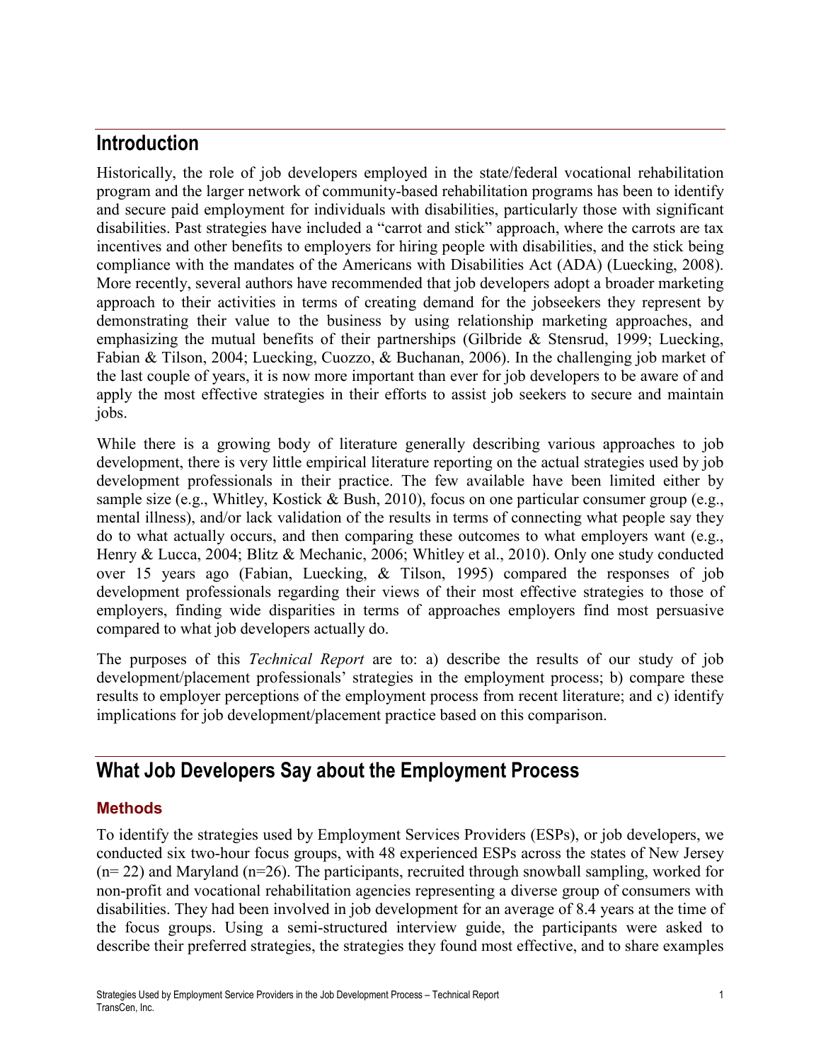## Introduction

Historically, the role of job developers employed in the state/federal vocational rehabilitation program and the larger network of community-based rehabilitation programs has been to identify and secure paid employment for individuals with disabilities, particularly those with significant disabilities. Past strategies have included a "carrot and stick" approach, where the carrots are tax incentives and other benefits to employers for hiring people with disabilities, and the stick being compliance with the mandates of the Americans with Disabilities Act (ADA) (Luecking, 2008). More recently, several authors have recommended that job developers adopt a broader marketing approach to their activities in terms of creating demand for the jobseekers they represent by demonstrating their value to the business by using relationship marketing approaches, and emphasizing the mutual benefits of their partnerships (Gilbride & Stensrud, 1999; Luecking, Fabian & Tilson, 2004; Luecking, Cuozzo, & Buchanan, 2006). In the challenging job market of the last couple of years, it is now more important than ever for job developers to be aware of and apply the most effective strategies in their efforts to assist job seekers to secure and maintain jobs.

While there is a growing body of literature generally describing various approaches to job development, there is very little empirical literature reporting on the actual strategies used by job development professionals in their practice. The few available have been limited either by sample size (e.g., Whitley, Kostick & Bush, 2010), focus on one particular consumer group (e.g., mental illness), and/or lack validation of the results in terms of connecting what people say they do to what actually occurs, and then comparing these outcomes to what employers want (e.g., Henry & Lucca, 2004; Blitz & Mechanic, 2006; Whitley et al., 2010). Only one study conducted over 15 years ago (Fabian, Luecking, & Tilson, 1995) compared the responses of job development professionals regarding their views of their most effective strategies to those of employers, finding wide disparities in terms of approaches employers find most persuasive compared to what job developers actually do.

The purposes of this *Technical Report* are to: a) describe the results of our study of job development/placement professionals' strategies in the employment process; b) compare these results to employer perceptions of the employment process from recent literature; and c) identify implications for job development/placement practice based on this comparison.

## What Job Developers Say about the Employment Process

### Methods

To identify the strategies used by Employment Services Providers (ESPs), or job developers, we conducted six two-hour focus groups, with 48 experienced ESPs across the states of New Jersey (n= 22) and Maryland (n=26). The participants, recruited through snowball sampling, worked for non-profit and vocational rehabilitation agencies representing a diverse group of consumers with disabilities. They had been involved in job development for an average of 8.4 years at the time of the focus groups. Using a semi-structured interview guide, the participants were asked to describe their preferred strategies, the strategies they found most effective, and to share examples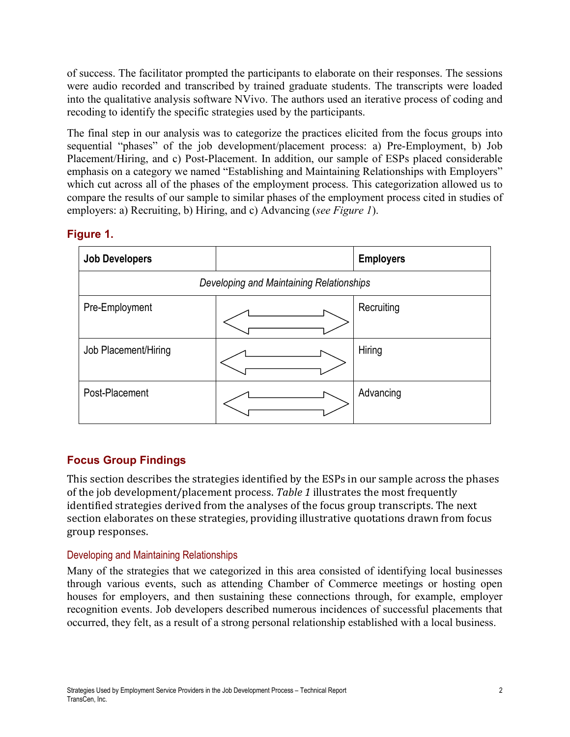of success. The facilitator prompted the participants to elaborate on their responses. The sessions were audio recorded and transcribed by trained graduate students. The transcripts were loaded into the qualitative analysis software NVivo. The authors used an iterative process of coding and recoding to identify the specific strategies used by the participants.

The final step in our analysis was to categorize the practices elicited from the focus groups into sequential "phases" of the job development/placement process: a) Pre-Employment, b) Job Placement/Hiring, and c) Post-Placement. In addition, our sample of ESPs placed considerable emphasis on a category we named "Establishing and Maintaining Relationships with Employers" which cut across all of the phases of the employment process. This categorization allowed us to compare the results of our sample to similar phases of the employment process cited in studies of employers: a) Recruiting, b) Hiring, and c) Advancing (*see Figure 1*).

### Figure 1.

| **Job Developers** | | **Employers** |
|---|---|---|
| *Developing and Maintaining Relationships* | | |
| Pre-Employment | ⟺ | Recruiting |
| Job Placement/Hiring | ⟺ | Hiring |
| Post-Placement | ⟺ | Advancing |

## Focus Group Findings

This section describes the strategies identified by the ESPs in our sample across the phases of the job development/placement process. *Table 1* illustrates the most frequently identified strategies derived from the analyses of the focus group transcripts. The next section elaborates on these strategies, providing illustrative quotations drawn from focus group responses.

### Developing and Maintaining Relationships

Many of the strategies that we categorized in this area consisted of identifying local businesses through various events, such as attending Chamber of Commerce meetings or hosting open houses for employers, and then sustaining these connections through, for example, employer recognition events. Job developers described numerous incidences of successful placements that occurred, they felt, as a result of a strong personal relationship established with a local business.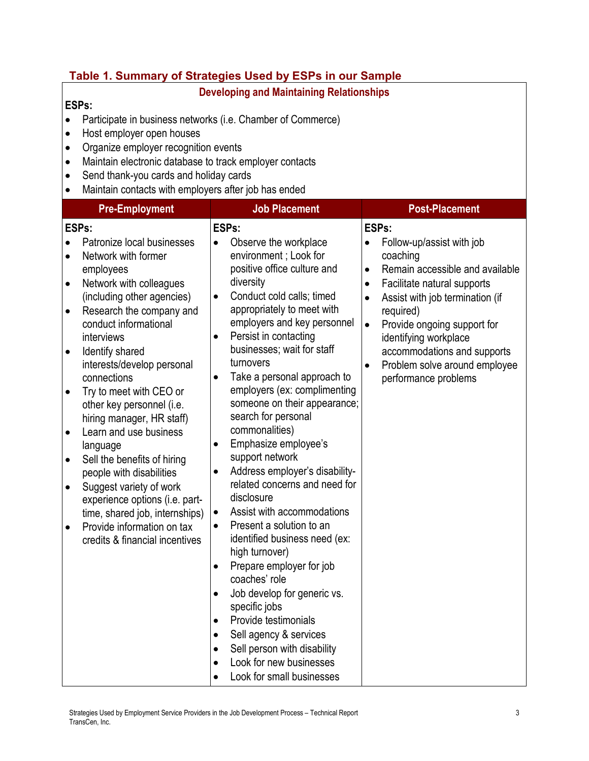**Table 1. Summary of Strategies Used by ESPs in our Sample**

**Developing and Maintaining Relationships**

**ESPs:**

- Participate in business networks (i.e. Chamber of Commerce)
- Host employer open houses
- Organize employer recognition events
- Maintain electronic database to track employer contacts
- Send thank-you cards and holiday cards
- Maintain contacts with employers after job has ended

| Pre-Employment | Job Placement | Post-Placement |
|---|---|---|
| **ESPs:**<br>• Patronize local businesses<br>• Network with former employees<br>• Network with colleagues (including other agencies)<br>• Research the company and conduct informational interviews<br>• Identify shared interests/develop personal connections<br>• Try to meet with CEO or other key personnel (i.e. hiring manager, HR staff)<br>• Learn and use business language<br>• Sell the benefits of hiring people with disabilities<br>• Suggest variety of work experience options (i.e. part-time, shared job, internships)<br>• Provide information on tax credits & financial incentives | **ESPs:**<br>• Observe the workplace environment ; Look for positive office culture and diversity<br>• Conduct cold calls; timed appropriately to meet with employers and key personnel<br>• Persist in contacting businesses; wait for staff turnovers<br>• Take a personal approach to employers (ex: complimenting someone on their appearance; search for personal commonalities)<br>• Emphasize employee's support network<br>• Address employer's disability-related concerns and need for disclosure<br>• Assist with accommodations<br>• Present a solution to an identified business need (ex: high turnover)<br>• Prepare employer for job coaches' role<br>• Job develop for generic vs. specific jobs<br>• Provide testimonials<br>• Sell agency & services<br>• Sell person with disability<br>• Look for new businesses<br>• Look for small businesses | **ESPs:**<br>• Follow-up/assist with job coaching<br>• Remain accessible and available<br>• Facilitate natural supports<br>• Assist with job termination (if required)<br>• Provide ongoing support for identifying workplace accommodations and supports<br>• Problem solve around employee performance problems |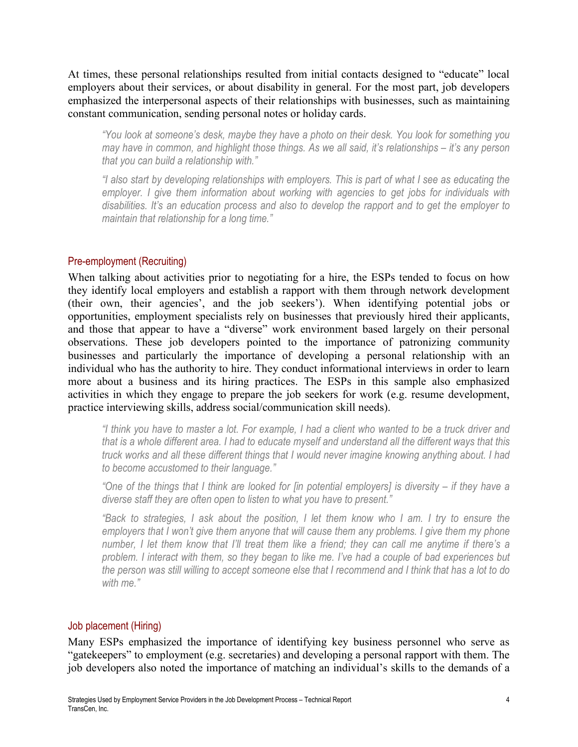At times, these personal relationships resulted from initial contacts designed to "educate" local employers about their services, or about disability in general. For the most part, job developers emphasized the interpersonal aspects of their relationships with businesses, such as maintaining constant communication, sending personal notes or holiday cards.

> *"You look at someone's desk, maybe they have a photo on their desk. You look for something you may have in common, and highlight those things. As we all said, it's relationships – it's any person that you can build a relationship with."*
>
> *"I also start by developing relationships with employers. This is part of what I see as educating the employer. I give them information about working with agencies to get jobs for individuals with disabilities. It's an education process and also to develop the rapport and to get the employer to maintain that relationship for a long time."*

### Pre-employment (Recruiting)

When talking about activities prior to negotiating for a hire, the ESPs tended to focus on how they identify local employers and establish a rapport with them through network development (their own, their agencies', and the job seekers'). When identifying potential jobs or opportunities, employment specialists rely on businesses that previously hired their applicants, and those that appear to have a "diverse" work environment based largely on their personal observations. These job developers pointed to the importance of patronizing community businesses and particularly the importance of developing a personal relationship with an individual who has the authority to hire. They conduct informational interviews in order to learn more about a business and its hiring practices. The ESPs in this sample also emphasized activities in which they engage to prepare the job seekers for work (e.g. resume development, practice interviewing skills, address social/communication skill needs).

> *"I think you have to master a lot. For example, I had a client who wanted to be a truck driver and that is a whole different area. I had to educate myself and understand all the different ways that this truck works and all these different things that I would never imagine knowing anything about. I had to become accustomed to their language."*
>
> *"One of the things that I think are looked for [in potential employers] is diversity – if they have a diverse staff they are often open to listen to what you have to present."*
>
> *"Back to strategies, I ask about the position, I let them know who I am. I try to ensure the employers that I won't give them anyone that will cause them any problems. I give them my phone number, I let them know that I'll treat them like a friend; they can call me anytime if there's a problem. I interact with them, so they began to like me. I've had a couple of bad experiences but the person was still willing to accept someone else that I recommend and I think that has a lot to do with me."*

### Job placement (Hiring)

Many ESPs emphasized the importance of identifying key business personnel who serve as "gatekeepers" to employment (e.g. secretaries) and developing a personal rapport with them. The job developers also noted the importance of matching an individual's skills to the demands of a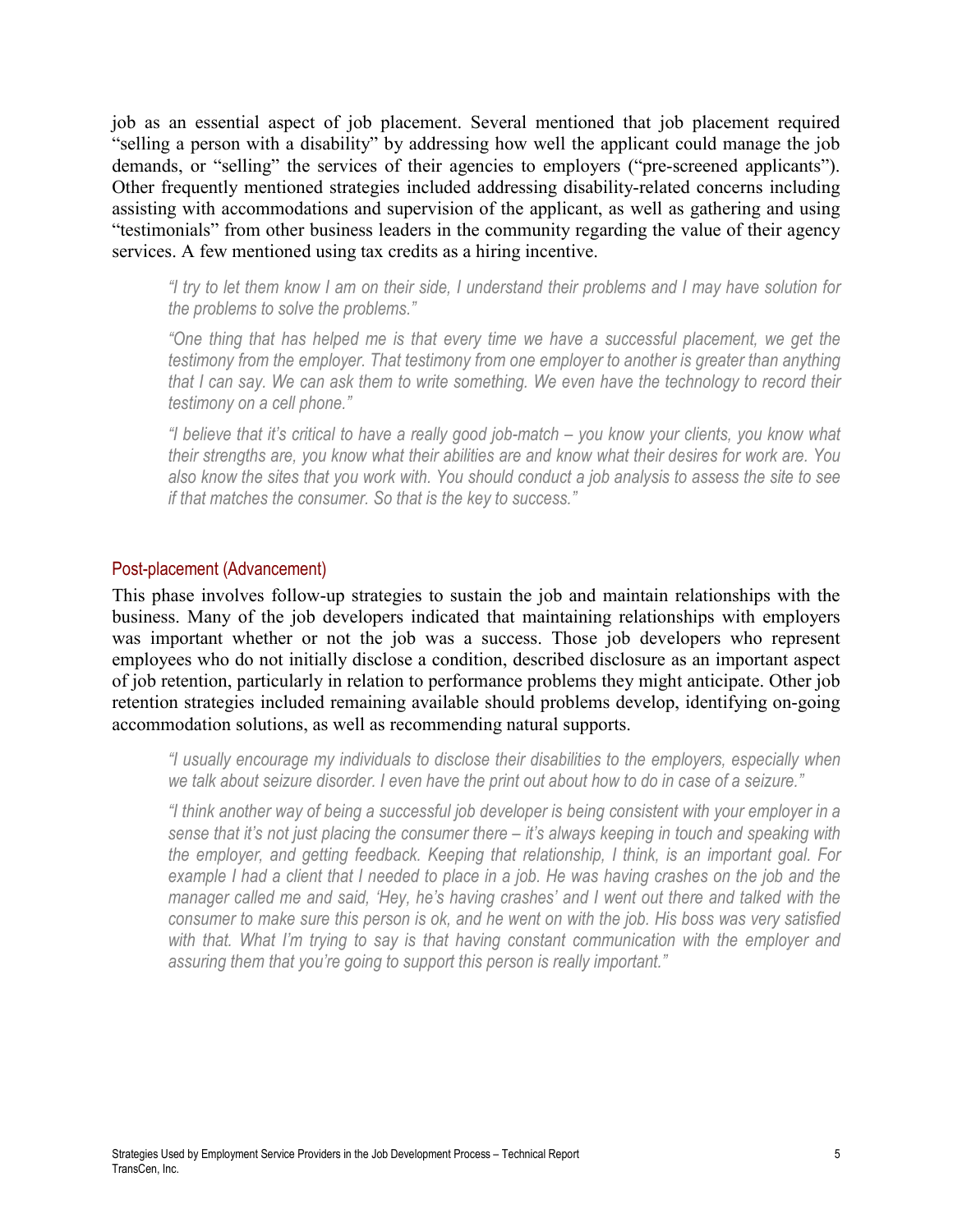job as an essential aspect of job placement. Several mentioned that job placement required "selling a person with a disability" by addressing how well the applicant could manage the job demands, or "selling" the services of their agencies to employers ("pre-screened applicants"). Other frequently mentioned strategies included addressing disability-related concerns including assisting with accommodations and supervision of the applicant, as well as gathering and using "testimonials" from other business leaders in the community regarding the value of their agency services. A few mentioned using tax credits as a hiring incentive.

> *"I try to let them know I am on their side, I understand their problems and I may have solution for the problems to solve the problems."*
>
> *"One thing that has helped me is that every time we have a successful placement, we get the testimony from the employer. That testimony from one employer to another is greater than anything that I can say. We can ask them to write something. We even have the technology to record their testimony on a cell phone."*
>
> *"I believe that it's critical to have a really good job-match – you know your clients, you know what their strengths are, you know what their abilities are and know what their desires for work are. You also know the sites that you work with. You should conduct a job analysis to assess the site to see if that matches the consumer. So that is the key to success."*

### Post-placement (Advancement)

This phase involves follow-up strategies to sustain the job and maintain relationships with the business. Many of the job developers indicated that maintaining relationships with employers was important whether or not the job was a success. Those job developers who represent employees who do not initially disclose a condition, described disclosure as an important aspect of job retention, particularly in relation to performance problems they might anticipate. Other job retention strategies included remaining available should problems develop, identifying on-going accommodation solutions, as well as recommending natural supports.

> *"I usually encourage my individuals to disclose their disabilities to the employers, especially when we talk about seizure disorder. I even have the print out about how to do in case of a seizure."*
>
> *"I think another way of being a successful job developer is being consistent with your employer in a sense that it's not just placing the consumer there – it's always keeping in touch and speaking with the employer, and getting feedback. Keeping that relationship, I think, is an important goal. For example I had a client that I needed to place in a job. He was having crashes on the job and the manager called me and said, 'Hey, he's having crashes' and I went out there and talked with the consumer to make sure this person is ok, and he went on with the job. His boss was very satisfied with that. What I'm trying to say is that having constant communication with the employer and assuring them that you're going to support this person is really important."*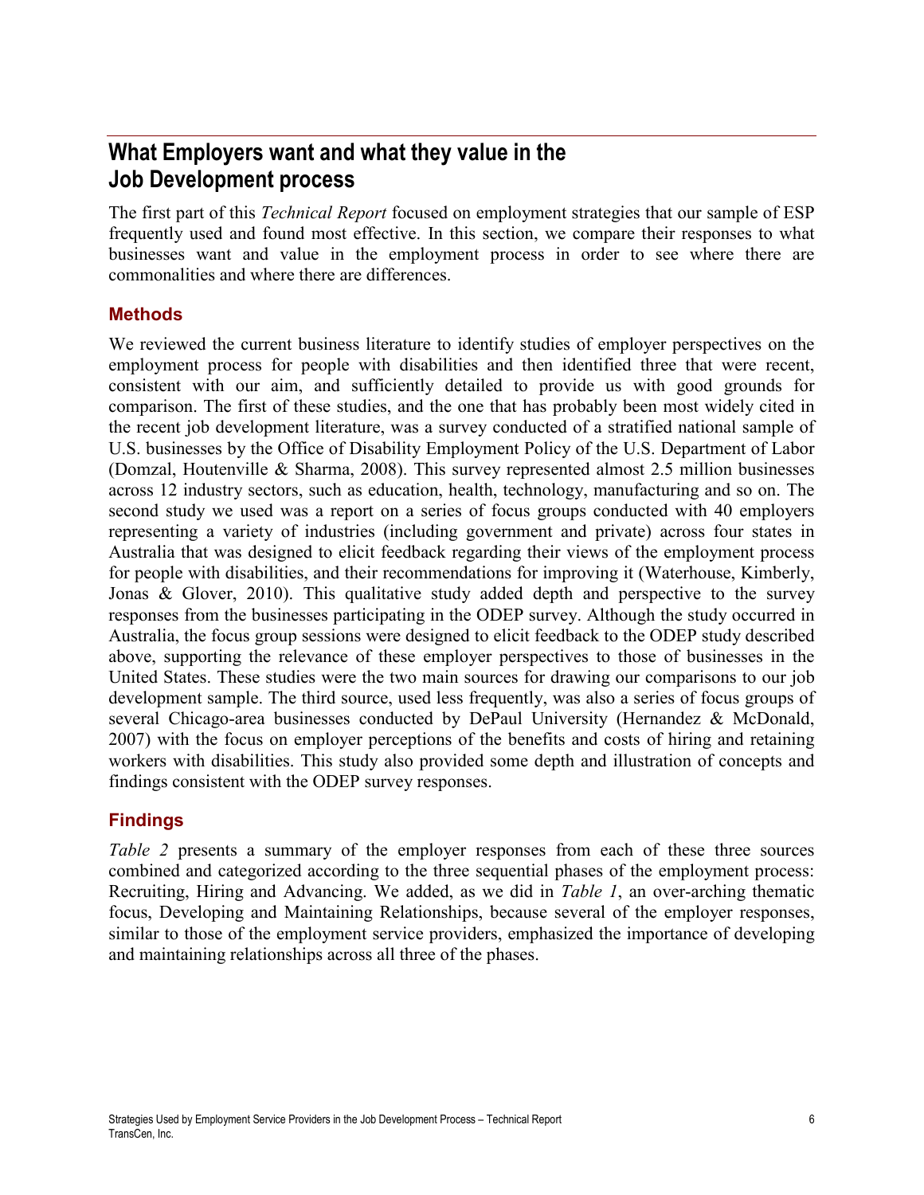## What Employers want and what they value in the Job Development process

The first part of this *Technical Report* focused on employment strategies that our sample of ESP frequently used and found most effective. In this section, we compare their responses to what businesses want and value in the employment process in order to see where there are commonalities and where there are differences.

### Methods

We reviewed the current business literature to identify studies of employer perspectives on the employment process for people with disabilities and then identified three that were recent, consistent with our aim, and sufficiently detailed to provide us with good grounds for comparison. The first of these studies, and the one that has probably been most widely cited in the recent job development literature, was a survey conducted of a stratified national sample of U.S. businesses by the Office of Disability Employment Policy of the U.S. Department of Labor (Domzal, Houtenville & Sharma, 2008). This survey represented almost 2.5 million businesses across 12 industry sectors, such as education, health, technology, manufacturing and so on. The second study we used was a report on a series of focus groups conducted with 40 employers representing a variety of industries (including government and private) across four states in Australia that was designed to elicit feedback regarding their views of the employment process for people with disabilities, and their recommendations for improving it (Waterhouse, Kimberly, Jonas & Glover, 2010). This qualitative study added depth and perspective to the survey responses from the businesses participating in the ODEP survey. Although the study occurred in Australia, the focus group sessions were designed to elicit feedback to the ODEP study described above, supporting the relevance of these employer perspectives to those of businesses in the United States. These studies were the two main sources for drawing our comparisons to our job development sample. The third source, used less frequently, was also a series of focus groups of several Chicago-area businesses conducted by DePaul University (Hernandez & McDonald, 2007) with the focus on employer perceptions of the benefits and costs of hiring and retaining workers with disabilities. This study also provided some depth and illustration of concepts and findings consistent with the ODEP survey responses.

### Findings

*Table 2* presents a summary of the employer responses from each of these three sources combined and categorized according to the three sequential phases of the employment process: Recruiting, Hiring and Advancing. We added, as we did in *Table 1*, an over-arching thematic focus, Developing and Maintaining Relationships, because several of the employer responses, similar to those of the employment service providers, emphasized the importance of developing and maintaining relationships across all three of the phases.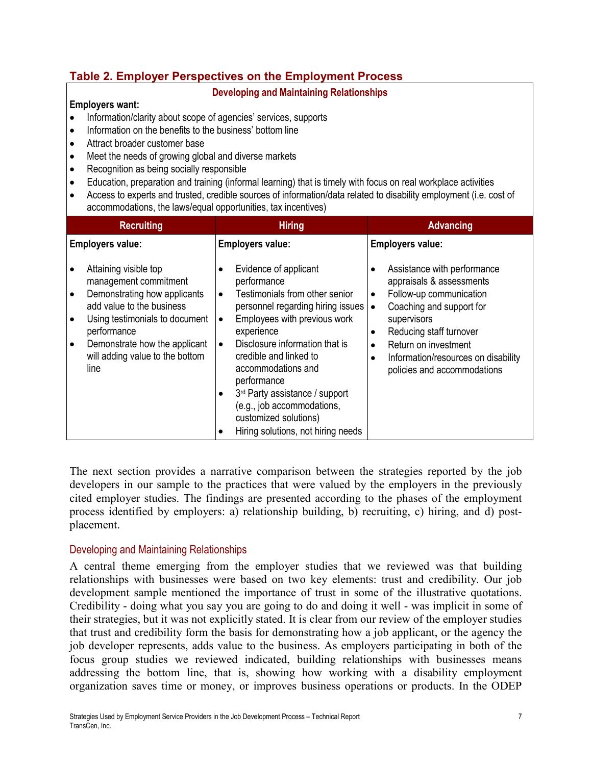## Table 2. Employer Perspectives on the Employment Process

**Developing and Maintaining Relationships**

**Employers want:**

- Information/clarity about scope of agencies' services, supports
- Information on the benefits to the business' bottom line
- Attract broader customer base
- Meet the needs of growing global and diverse markets
- Recognition as being socially responsible
- Education, preparation and training (informal learning) that is timely with focus on real workplace activities
- Access to experts and trusted, credible sources of information/data related to disability employment (i.e. cost of accommodations, the laws/equal opportunities, tax incentives)

| Recruiting | Hiring | Advancing |
|---|---|---|
| **Employers value:** | **Employers value:** | **Employers value:** |
| • Attaining visible top management commitment<br>• Demonstrating how applicants add value to the business<br>• Using testimonials to document performance<br>• Demonstrate how the applicant will adding value to the bottom line | • Evidence of applicant performance<br>• Testimonials from other senior personnel regarding hiring issues<br>• Employees with previous work experience<br>• Disclosure information that is credible and linked to accommodations and performance<br>• 3rd Party assistance / support (e.g., job accommodations, customized solutions)<br>• Hiring solutions, not hiring needs | • Assistance with performance appraisals & assessments<br>• Follow-up communication<br>• Coaching and support for supervisors<br>• Reducing staff turnover<br>• Return on investment<br>• Information/resources on disability policies and accommodations |

The next section provides a narrative comparison between the strategies reported by the job developers in our sample to the practices that were valued by the employers in the previously cited employer studies. The findings are presented according to the phases of the employment process identified by employers: a) relationship building, b) recruiting, c) hiring, and d) post-placement.

### Developing and Maintaining Relationships

A central theme emerging from the employer studies that we reviewed was that building relationships with businesses were based on two key elements: trust and credibility. Our job development sample mentioned the importance of trust in some of the illustrative quotations. Credibility - doing what you say you are going to do and doing it well - was implicit in some of their strategies, but it was not explicitly stated. It is clear from our review of the employer studies that trust and credibility form the basis for demonstrating how a job applicant, or the agency the job developer represents, adds value to the business. As employers participating in both of the focus group studies we reviewed indicated, building relationships with businesses means addressing the bottom line, that is, showing how working with a disability employment organization saves time or money, or improves business operations or products. In the ODEP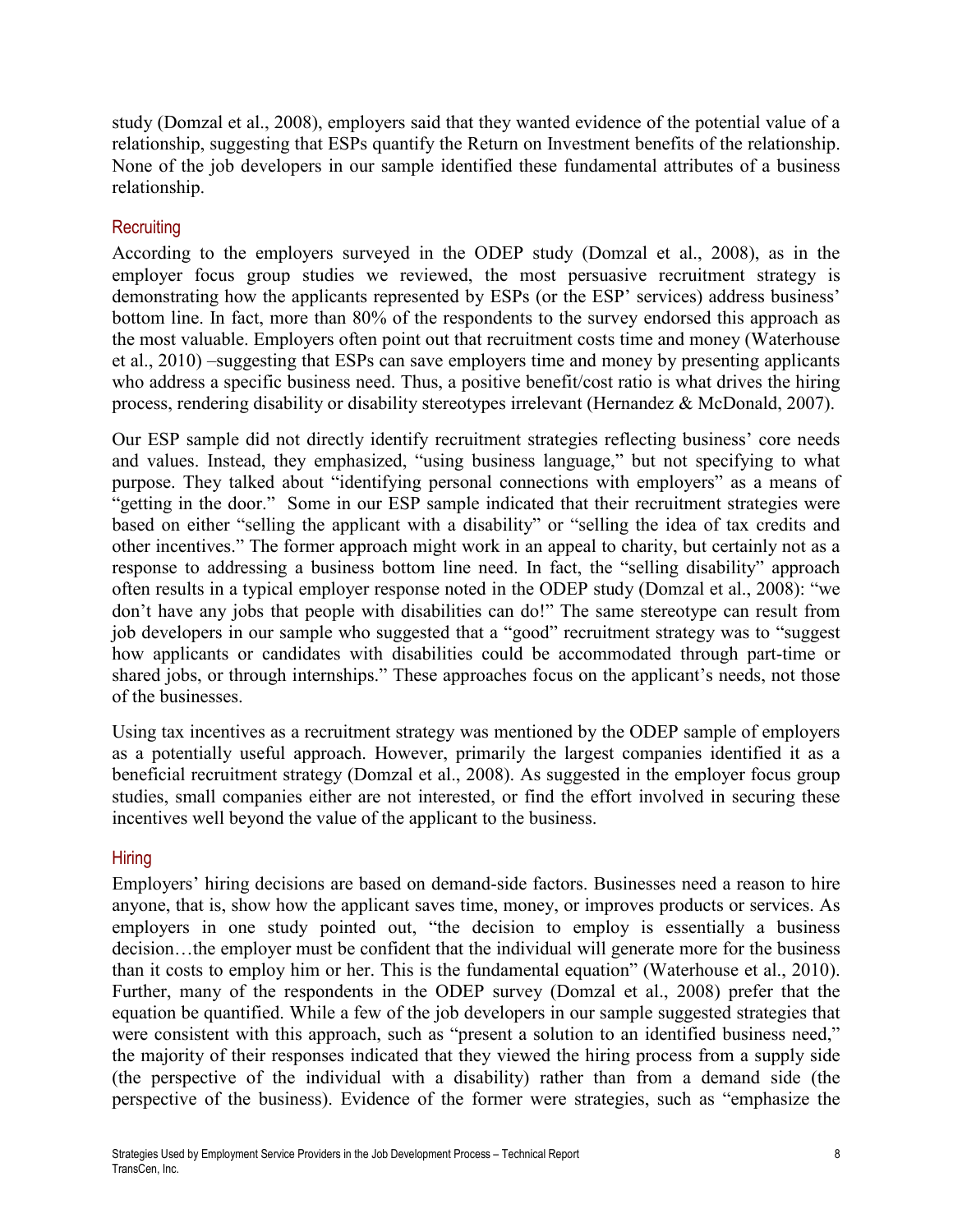study (Domzal et al., 2008), employers said that they wanted evidence of the potential value of a relationship, suggesting that ESPs quantify the Return on Investment benefits of the relationship. None of the job developers in our sample identified these fundamental attributes of a business relationship.

### Recruiting

According to the employers surveyed in the ODEP study (Domzal et al., 2008), as in the employer focus group studies we reviewed, the most persuasive recruitment strategy is demonstrating how the applicants represented by ESPs (or the ESP' services) address business' bottom line. In fact, more than 80% of the respondents to the survey endorsed this approach as the most valuable. Employers often point out that recruitment costs time and money (Waterhouse et al., 2010) –suggesting that ESPs can save employers time and money by presenting applicants who address a specific business need. Thus, a positive benefit/cost ratio is what drives the hiring process, rendering disability or disability stereotypes irrelevant (Hernandez & McDonald, 2007).

Our ESP sample did not directly identify recruitment strategies reflecting business' core needs and values. Instead, they emphasized, "using business language," but not specifying to what purpose. They talked about "identifying personal connections with employers" as a means of "getting in the door." Some in our ESP sample indicated that their recruitment strategies were based on either "selling the applicant with a disability" or "selling the idea of tax credits and other incentives." The former approach might work in an appeal to charity, but certainly not as a response to addressing a business bottom line need. In fact, the "selling disability" approach often results in a typical employer response noted in the ODEP study (Domzal et al., 2008): "we don't have any jobs that people with disabilities can do!" The same stereotype can result from job developers in our sample who suggested that a "good" recruitment strategy was to "suggest how applicants or candidates with disabilities could be accommodated through part-time or shared jobs, or through internships." These approaches focus on the applicant's needs, not those of the businesses.

Using tax incentives as a recruitment strategy was mentioned by the ODEP sample of employers as a potentially useful approach. However, primarily the largest companies identified it as a beneficial recruitment strategy (Domzal et al., 2008). As suggested in the employer focus group studies, small companies either are not interested, or find the effort involved in securing these incentives well beyond the value of the applicant to the business.

### Hiring

Employers' hiring decisions are based on demand-side factors. Businesses need a reason to hire anyone, that is, show how the applicant saves time, money, or improves products or services. As employers in one study pointed out, "the decision to employ is essentially a business decision…the employer must be confident that the individual will generate more for the business than it costs to employ him or her. This is the fundamental equation" (Waterhouse et al., 2010). Further, many of the respondents in the ODEP survey (Domzal et al., 2008) prefer that the equation be quantified. While a few of the job developers in our sample suggested strategies that were consistent with this approach, such as "present a solution to an identified business need," the majority of their responses indicated that they viewed the hiring process from a supply side (the perspective of the individual with a disability) rather than from a demand side (the perspective of the business). Evidence of the former were strategies, such as "emphasize the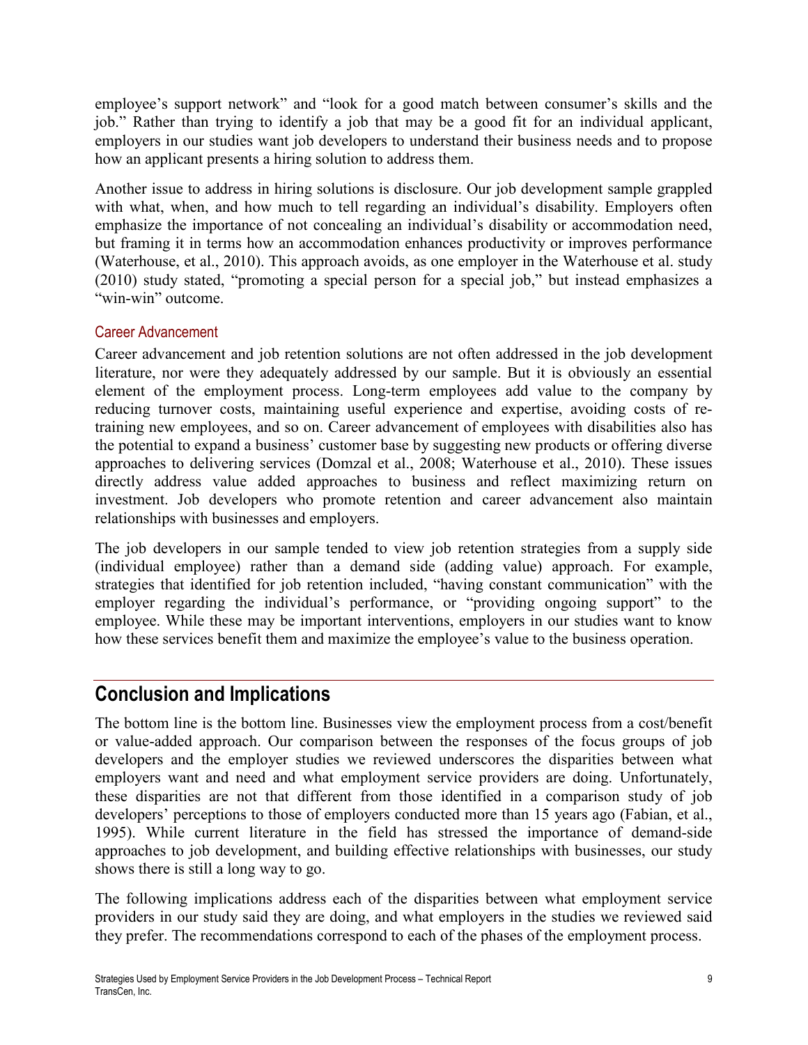employee's support network" and "look for a good match between consumer's skills and the job." Rather than trying to identify a job that may be a good fit for an individual applicant, employers in our studies want job developers to understand their business needs and to propose how an applicant presents a hiring solution to address them.

Another issue to address in hiring solutions is disclosure. Our job development sample grappled with what, when, and how much to tell regarding an individual's disability. Employers often emphasize the importance of not concealing an individual's disability or accommodation need, but framing it in terms how an accommodation enhances productivity or improves performance (Waterhouse, et al., 2010). This approach avoids, as one employer in the Waterhouse et al. study (2010) study stated, "promoting a special person for a special job," but instead emphasizes a "win-win" outcome.

### Career Advancement

Career advancement and job retention solutions are not often addressed in the job development literature, nor were they adequately addressed by our sample. But it is obviously an essential element of the employment process. Long-term employees add value to the company by reducing turnover costs, maintaining useful experience and expertise, avoiding costs of re-training new employees, and so on. Career advancement of employees with disabilities also has the potential to expand a business' customer base by suggesting new products or offering diverse approaches to delivering services (Domzal et al., 2008; Waterhouse et al., 2010). These issues directly address value added approaches to business and reflect maximizing return on investment. Job developers who promote retention and career advancement also maintain relationships with businesses and employers.

The job developers in our sample tended to view job retention strategies from a supply side (individual employee) rather than a demand side (adding value) approach. For example, strategies that identified for job retention included, "having constant communication" with the employer regarding the individual's performance, or "providing ongoing support" to the employee. While these may be important interventions, employers in our studies want to know how these services benefit them and maximize the employee's value to the business operation.

## Conclusion and Implications

The bottom line is the bottom line. Businesses view the employment process from a cost/benefit or value-added approach. Our comparison between the responses of the focus groups of job developers and the employer studies we reviewed underscores the disparities between what employers want and need and what employment service providers are doing. Unfortunately, these disparities are not that different from those identified in a comparison study of job developers' perceptions to those of employers conducted more than 15 years ago (Fabian, et al., 1995). While current literature in the field has stressed the importance of demand-side approaches to job development, and building effective relationships with businesses, our study shows there is still a long way to go.

The following implications address each of the disparities between what employment service providers in our study said they are doing, and what employers in the studies we reviewed said they prefer. The recommendations correspond to each of the phases of the employment process.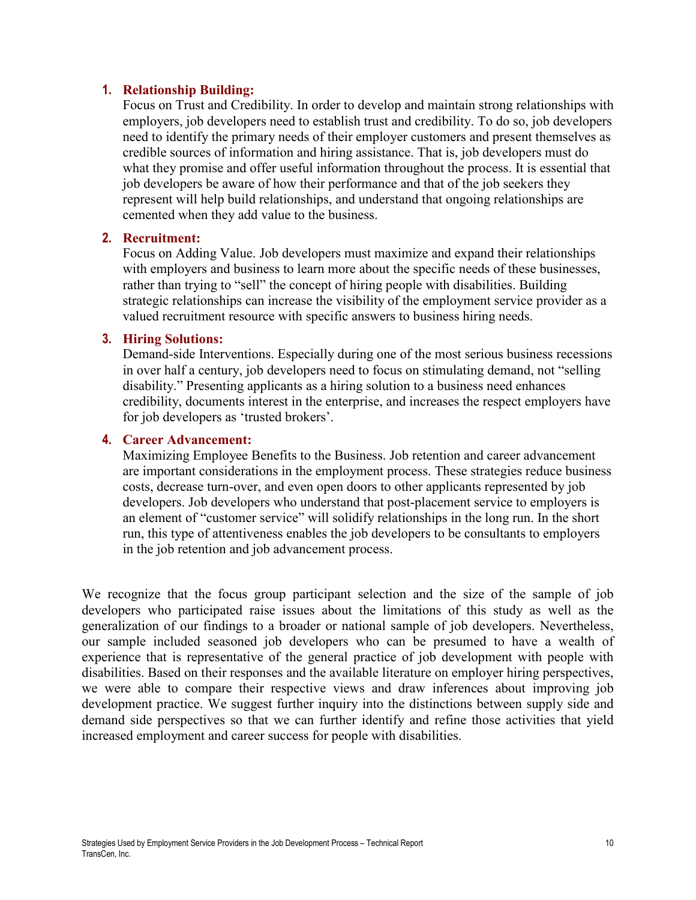1. **Relationship Building:**
   Focus on Trust and Credibility. In order to develop and maintain strong relationships with employers, job developers need to establish trust and credibility. To do so, job developers need to identify the primary needs of their employer customers and present themselves as credible sources of information and hiring assistance. That is, job developers must do what they promise and offer useful information throughout the process. It is essential that job developers be aware of how their performance and that of the job seekers they represent will help build relationships, and understand that ongoing relationships are cemented when they add value to the business.

2. **Recruitment:**
   Focus on Adding Value. Job developers must maximize and expand their relationships with employers and business to learn more about the specific needs of these businesses, rather than trying to "sell" the concept of hiring people with disabilities. Building strategic relationships can increase the visibility of the employment service provider as a valued recruitment resource with specific answers to business hiring needs.

3. **Hiring Solutions:**
   Demand-side Interventions. Especially during one of the most serious business recessions in over half a century, job developers need to focus on stimulating demand, not "selling disability." Presenting applicants as a hiring solution to a business need enhances credibility, documents interest in the enterprise, and increases the respect employers have for job developers as 'trusted brokers'.

4. **Career Advancement:**
   Maximizing Employee Benefits to the Business. Job retention and career advancement are important considerations in the employment process. These strategies reduce business costs, decrease turn-over, and even open doors to other applicants represented by job developers. Job developers who understand that post-placement service to employers is an element of "customer service" will solidify relationships in the long run. In the short run, this type of attentiveness enables the job developers to be consultants to employers in the job retention and job advancement process.

We recognize that the focus group participant selection and the size of the sample of job developers who participated raise issues about the limitations of this study as well as the generalization of our findings to a broader or national sample of job developers. Nevertheless, our sample included seasoned job developers who can be presumed to have a wealth of experience that is representative of the general practice of job development with people with disabilities. Based on their responses and the available literature on employer hiring perspectives, we were able to compare their respective views and draw inferences about improving job development practice. We suggest further inquiry into the distinctions between supply side and demand side perspectives so that we can further identify and refine those activities that yield increased employment and career success for people with disabilities.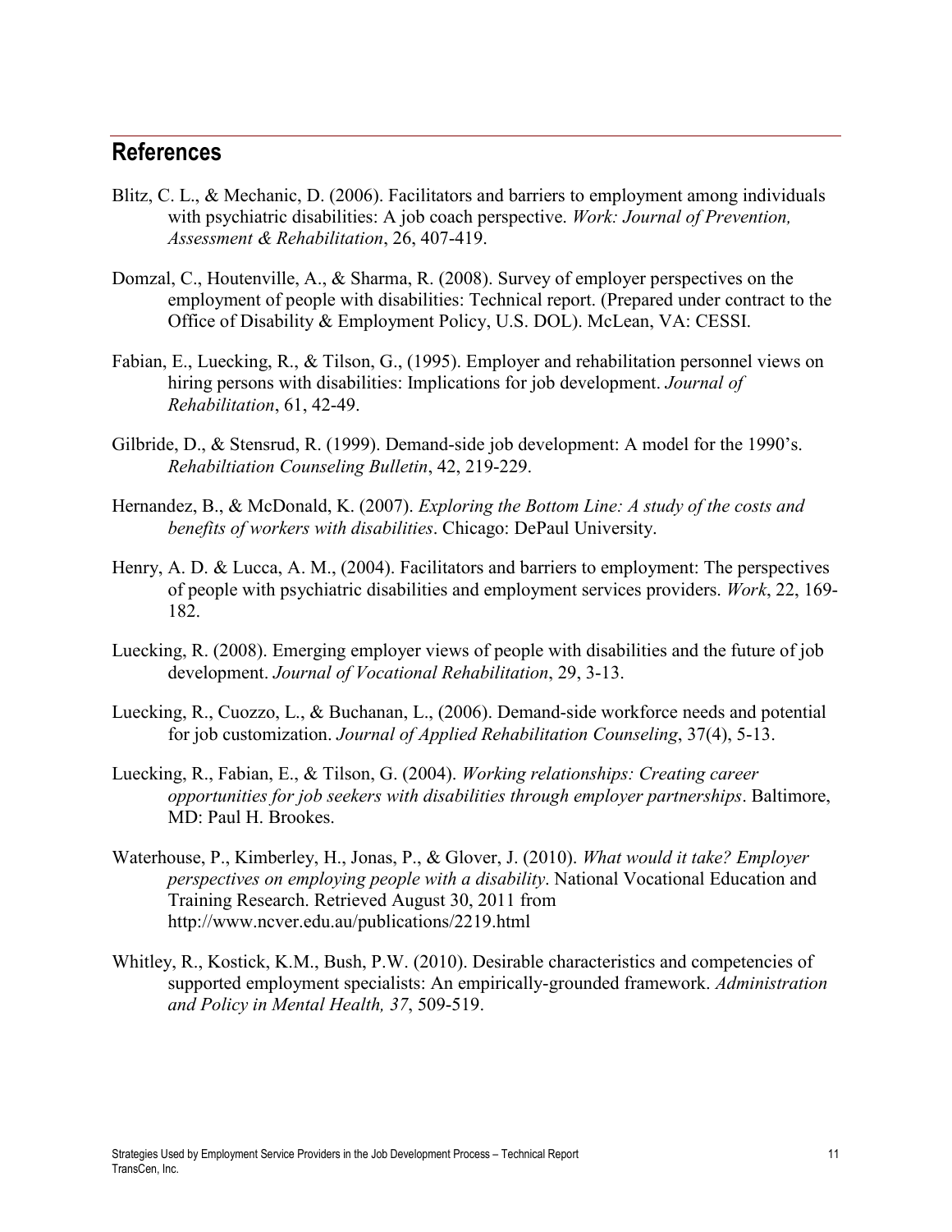## References

Blitz, C. L., & Mechanic, D. (2006). Facilitators and barriers to employment among individuals with psychiatric disabilities: A job coach perspective. *Work: Journal of Prevention, Assessment & Rehabilitation*, 26, 407-419.

Domzal, C., Houtenville, A., & Sharma, R. (2008). Survey of employer perspectives on the employment of people with disabilities: Technical report. (Prepared under contract to the Office of Disability & Employment Policy, U.S. DOL). McLean, VA: CESSI.

Fabian, E., Luecking, R., & Tilson, G., (1995). Employer and rehabilitation personnel views on hiring persons with disabilities: Implications for job development. *Journal of Rehabilitation*, 61, 42-49.

Gilbride, D., & Stensrud, R. (1999). Demand-side job development: A model for the 1990's. *Rehabiltiation Counseling Bulletin*, 42, 219-229.

Hernandez, B., & McDonald, K. (2007). *Exploring the Bottom Line: A study of the costs and benefits of workers with disabilities*. Chicago: DePaul University.

Henry, A. D. & Lucca, A. M., (2004). Facilitators and barriers to employment: The perspectives of people with psychiatric disabilities and employment services providers. *Work*, 22, 169-182.

Luecking, R. (2008). Emerging employer views of people with disabilities and the future of job development. *Journal of Vocational Rehabilitation*, 29, 3-13.

Luecking, R., Cuozzo, L., & Buchanan, L., (2006). Demand-side workforce needs and potential for job customization. *Journal of Applied Rehabilitation Counseling*, 37(4), 5-13.

Luecking, R., Fabian, E., & Tilson, G. (2004). *Working relationships: Creating career opportunities for job seekers with disabilities through employer partnerships*. Baltimore, MD: Paul H. Brookes.

Waterhouse, P., Kimberley, H., Jonas, P., & Glover, J. (2010). *What would it take? Employer perspectives on employing people with a disability*. National Vocational Education and Training Research. Retrieved August 30, 2011 from http://www.ncver.edu.au/publications/2219.html

Whitley, R., Kostick, K.M., Bush, P.W. (2010). Desirable characteristics and competencies of supported employment specialists: An empirically-grounded framework. *Administration and Policy in Mental Health, 37*, 509-519.